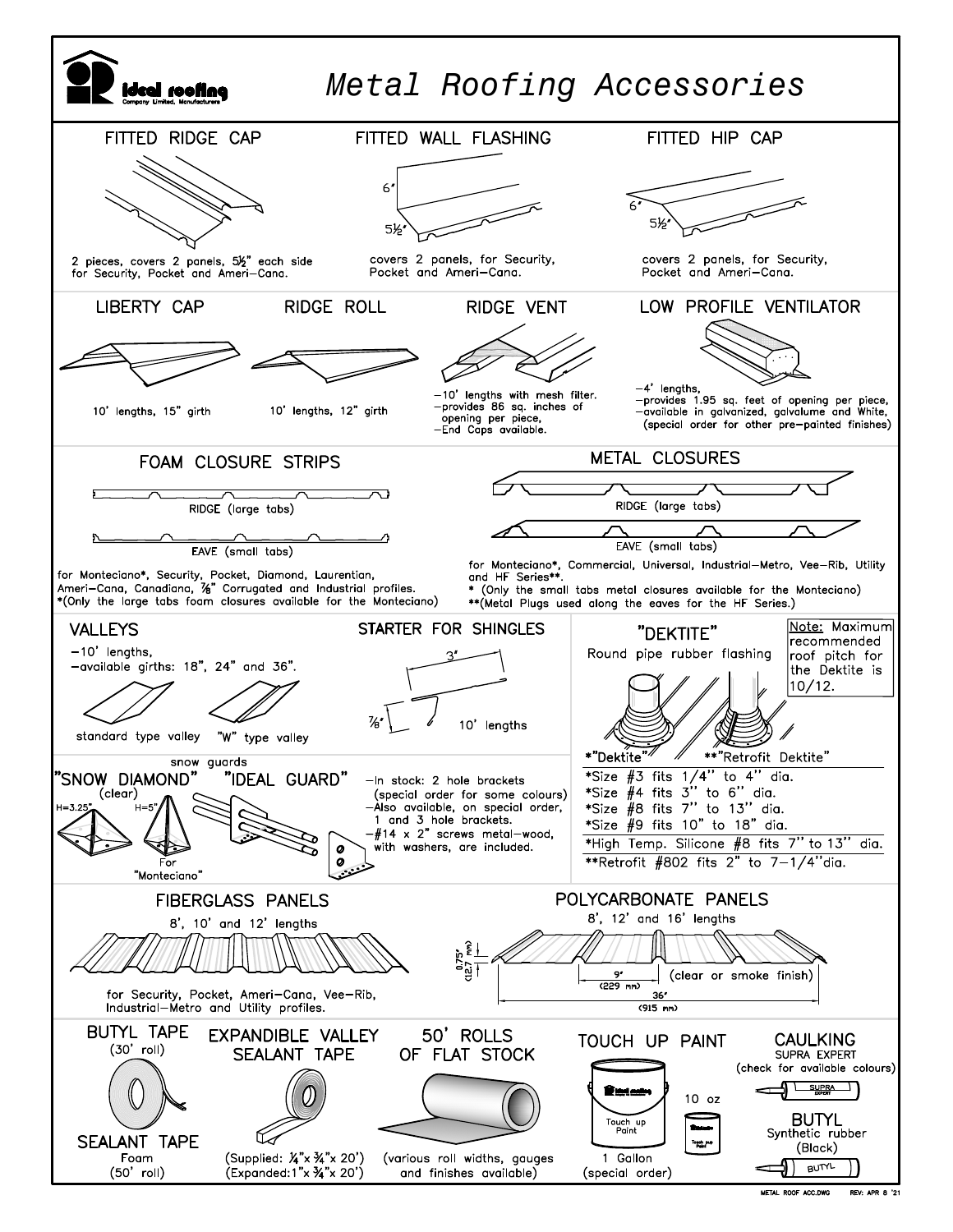ideal roofing
Company Limited, Manufacturers

# Metal Roofing Accessories

## FITTED RIDGE CAP

2 pieces, covers 2 panels, 5½" each side for Security, Pocket and Ameri-Cana.

## FITTED WALL FLASHING

6"

5½"

covers 2 panels, for Security, Pocket and Ameri-Cana.

## FITTED HIP CAP

6"

5½"

covers 2 panels, for Security, Pocket and Ameri-Cana.

## LIBERTY CAP

10' lengths, 15" girth

## RIDGE ROLL

10' lengths, 12" girth

## RIDGE VENT

- 10' lengths with mesh filter.
- provides 86 sq. inches of opening per piece,
- End Caps available.

## LOW PROFILE VENTILATOR

- 4' lengths,
- provides 1.95 sq. feet of opening per piece,
- available in galvanized, galvalume and White, (special order for other pre-painted finishes)

## FOAM CLOSURE STRIPS

RIDGE (large tabs)

EAVE (small tabs)

for Monteciano*, Security, Pocket, Diamond, Laurentian, Ameri-Cana, Canadiana, ⅞" Corrugated and Industrial profiles.
*(Only the large tabs foam closures available for the Monteciano)

## METAL CLOSURES

RIDGE (large tabs)

EAVE (small tabs)

for Monteciano*, Commercial, Universal, Industrial-Metro, Vee-Rib, Utility and HF Series**.
* (Only the small tabs metal closures available for the Monteciano)
**(Metal Plugs used along the eaves for the HF Series.)

## VALLEYS

- 10' lengths,
- available girths: 18", 24" and 36".

standard type valley "W" type valley

## STARTER FOR SHINGLES

3"

⅞"

10' lengths

## "DEKTITE"

Round pipe rubber flashing

Note: Maximum recommended roof pitch for the Dektite is 10/12.

*"Dektite" **"Retrofit Dektite"

- *Size #3 fits 1/4" to 4" dia.
- *Size #4 fits 3" to 6" dia.
- *Size #8 fits 7" to 13" dia.
- *Size #9 fits 10" to 18" dia.
- *High Temp. Silicone #8 fits 7" to 13" dia.
- **Retrofit #802 fits 2" to 7-1/4" dia.

## snow guards

### "SNOW DIAMOND" (clear)

H=3.25" H=5"

For "Monteciano"

### "IDEAL GUARD"

- In stock: 2 hole brackets (special order for some colours)
- Also available, on special order, 1 and 3 hole brackets.
- #14 x 2" screws metal-wood, with washers, are included.

## FIBERGLASS PANELS

8', 10' and 12' lengths

for Security, Pocket, Ameri-Cana, Vee-Rib, Industrial-Metro and Utility profiles.

## POLYCARBONATE PANELS

8', 12' and 16' lengths

0.75" (12.7 mm)

9" (229 mm)

36" (915 mm)

(clear or smoke finish)

## BUTYL TAPE

(30' roll)

## SEALANT TAPE

Foam (50' roll)

## EXPANDIBLE VALLEY SEALANT TAPE

(Supplied: ¼"x ¾"x 20')
(Expanded: 1"x ¾"x 20')

## 50' ROLLS OF FLAT STOCK

(various roll widths, gauges and finishes available)

## TOUCH UP PAINT

1 Gallon (special order)

10 oz

## CAULKING

SUPRA EXPERT
(check for available colours)

BUTYL
Synthetic rubber (Black)

METAL ROOF ACC.DWG REV: APR 8 '21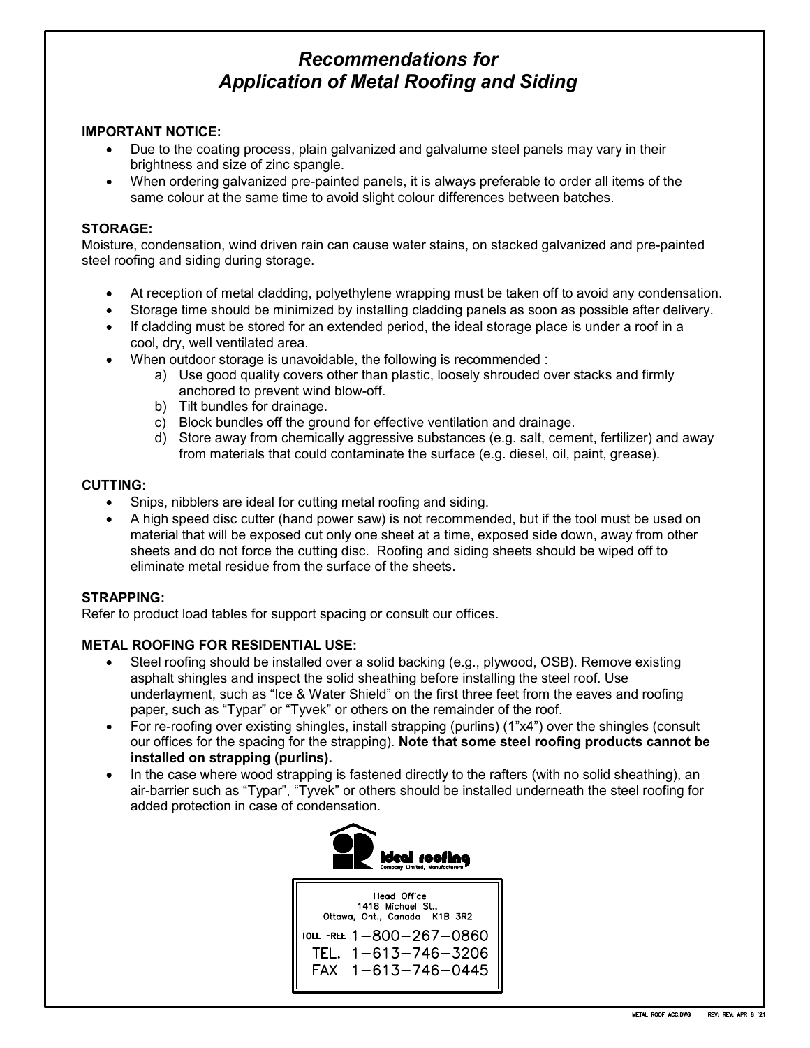# *Recommendations for Application of Metal Roofing and Siding*

**IMPORTANT NOTICE:**

- Due to the coating process, plain galvanized and galvalume steel panels may vary in their brightness and size of zinc spangle.
- When ordering galvanized pre-painted panels, it is always preferable to order all items of the same colour at the same time to avoid slight colour differences between batches.

**STORAGE:**

Moisture, condensation, wind driven rain can cause water stains, on stacked galvanized and pre-painted steel roofing and siding during storage.

- At reception of metal cladding, polyethylene wrapping must be taken off to avoid any condensation.
- Storage time should be minimized by installing cladding panels as soon as possible after delivery.
- If cladding must be stored for an extended period, the ideal storage place is under a roof in a cool, dry, well ventilated area.
- When outdoor storage is unavoidable, the following is recommended :
  - a) Use good quality covers other than plastic, loosely shrouded over stacks and firmly anchored to prevent wind blow-off.
  - b) Tilt bundles for drainage.
  - c) Block bundles off the ground for effective ventilation and drainage.
  - d) Store away from chemically aggressive substances (e.g. salt, cement, fertilizer) and away from materials that could contaminate the surface (e.g. diesel, oil, paint, grease).

**CUTTING:**

- Snips, nibblers are ideal for cutting metal roofing and siding.
- A high speed disc cutter (hand power saw) is not recommended, but if the tool must be used on material that will be exposed cut only one sheet at a time, exposed side down, away from other sheets and do not force the cutting disc. Roofing and siding sheets should be wiped off to eliminate metal residue from the surface of the sheets.

**STRAPPING:**

Refer to product load tables for support spacing or consult our offices.

**METAL ROOFING FOR RESIDENTIAL USE:**

- Steel roofing should be installed over a solid backing (e.g., plywood, OSB). Remove existing asphalt shingles and inspect the solid sheathing before installing the steel roof. Use underlayment, such as "Ice & Water Shield" on the first three feet from the eaves and roofing paper, such as "Typar" or "Tyvek" or others on the remainder of the roof.
- For re-roofing over existing shingles, install strapping (purlins) (1"x4") over the shingles (consult our offices for the spacing for the strapping). **Note that some steel roofing products cannot be installed on strapping (purlins).**
- In the case where wood strapping is fastened directly to the rafters (with no solid sheathing), an air-barrier such as "Typar", "Tyvek" or others should be installed underneath the steel roofing for added protection in case of condensation.

ideal roofing
Company Limited, Manufacturers

Head Office
1418 Michael St.,
Ottawa, Ont., Canada K1B 3R2

TOLL FREE 1–800–267–0860
TEL. 1–613–746–3206
FAX 1–613–746–0445

METAL ROOF ACC.DWG REV: REV: APR 8 '21